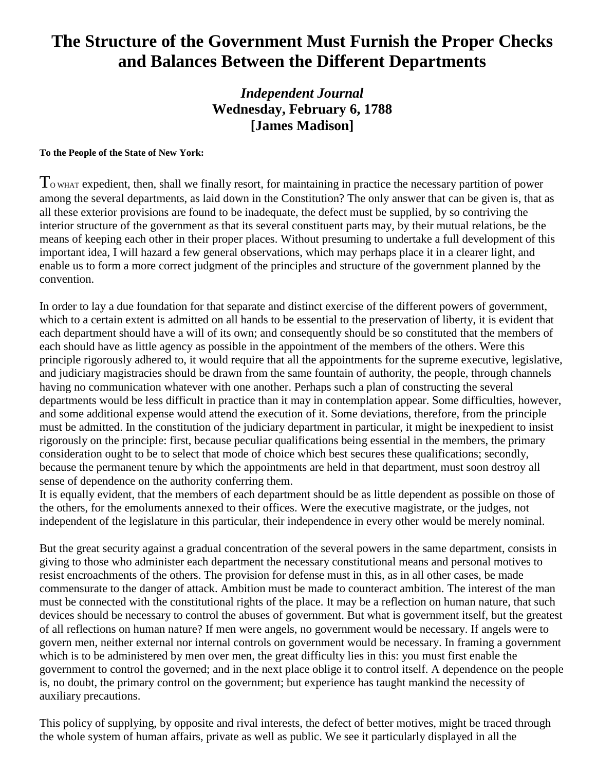# The Structure of the Government Must Furnish the Proper Checks and Balances Between the Different Departments

***Independent Journal***
**Wednesday, February 6, 1788**
**[James Madison]**

**To the People of the State of New York:**

TO WHAT expedient, then, shall we finally resort, for maintaining in practice the necessary partition of power among the several departments, as laid down in the Constitution? The only answer that can be given is, that as all these exterior provisions are found to be inadequate, the defect must be supplied, by so contriving the interior structure of the government as that its several constituent parts may, by their mutual relations, be the means of keeping each other in their proper places. Without presuming to undertake a full development of this important idea, I will hazard a few general observations, which may perhaps place it in a clearer light, and enable us to form a more correct judgment of the principles and structure of the government planned by the convention.

In order to lay a due foundation for that separate and distinct exercise of the different powers of government, which to a certain extent is admitted on all hands to be essential to the preservation of liberty, it is evident that each department should have a will of its own; and consequently should be so constituted that the members of each should have as little agency as possible in the appointment of the members of the others. Were this principle rigorously adhered to, it would require that all the appointments for the supreme executive, legislative, and judiciary magistracies should be drawn from the same fountain of authority, the people, through channels having no communication whatever with one another. Perhaps such a plan of constructing the several departments would be less difficult in practice than it may in contemplation appear. Some difficulties, however, and some additional expense would attend the execution of it. Some deviations, therefore, from the principle must be admitted. In the constitution of the judiciary department in particular, it might be inexpedient to insist rigorously on the principle: first, because peculiar qualifications being essential in the members, the primary consideration ought to be to select that mode of choice which best secures these qualifications; secondly, because the permanent tenure by which the appointments are held in that department, must soon destroy all sense of dependence on the authority conferring them.

It is equally evident, that the members of each department should be as little dependent as possible on those of the others, for the emoluments annexed to their offices. Were the executive magistrate, or the judges, not independent of the legislature in this particular, their independence in every other would be merely nominal.

But the great security against a gradual concentration of the several powers in the same department, consists in giving to those who administer each department the necessary constitutional means and personal motives to resist encroachments of the others. The provision for defense must in this, as in all other cases, be made commensurate to the danger of attack. Ambition must be made to counteract ambition. The interest of the man must be connected with the constitutional rights of the place. It may be a reflection on human nature, that such devices should be necessary to control the abuses of government. But what is government itself, but the greatest of all reflections on human nature? If men were angels, no government would be necessary. If angels were to govern men, neither external nor internal controls on government would be necessary. In framing a government which is to be administered by men over men, the great difficulty lies in this: you must first enable the government to control the governed; and in the next place oblige it to control itself. A dependence on the people is, no doubt, the primary control on the government; but experience has taught mankind the necessity of auxiliary precautions.

This policy of supplying, by opposite and rival interests, the defect of better motives, might be traced through the whole system of human affairs, private as well as public. We see it particularly displayed in all the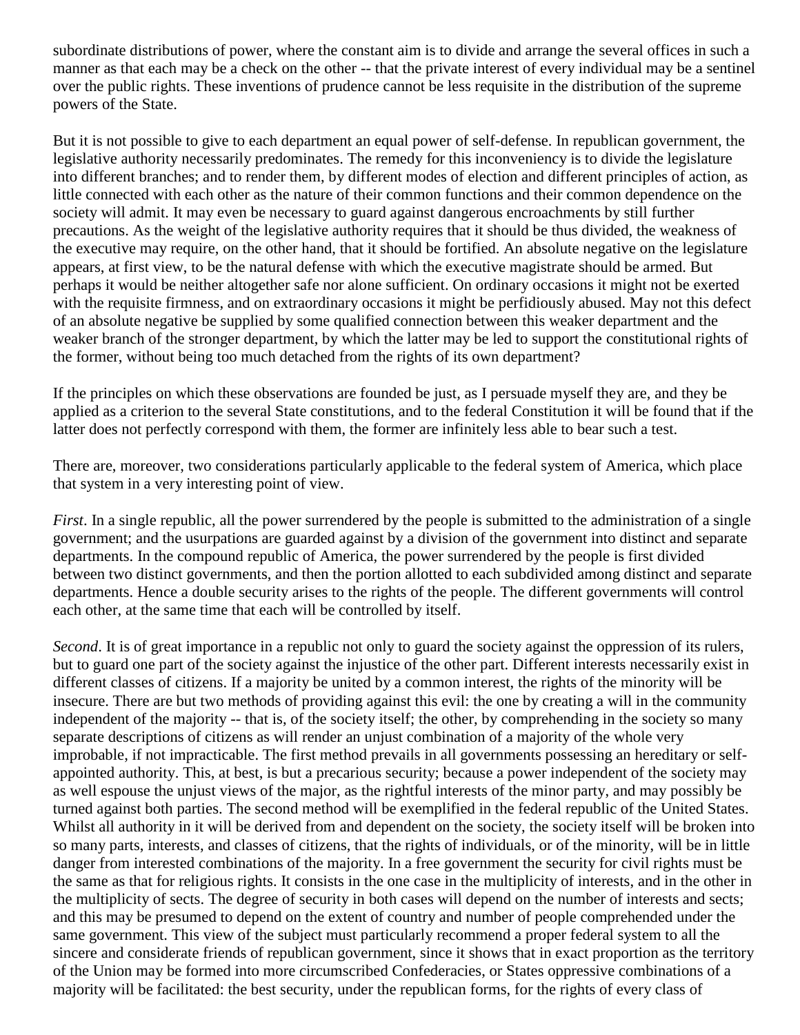subordinate distributions of power, where the constant aim is to divide and arrange the several offices in such a manner as that each may be a check on the other -- that the private interest of every individual may be a sentinel over the public rights. These inventions of prudence cannot be less requisite in the distribution of the supreme powers of the State.

But it is not possible to give to each department an equal power of self-defense. In republican government, the legislative authority necessarily predominates. The remedy for this inconveniency is to divide the legislature into different branches; and to render them, by different modes of election and different principles of action, as little connected with each other as the nature of their common functions and their common dependence on the society will admit. It may even be necessary to guard against dangerous encroachments by still further precautions. As the weight of the legislative authority requires that it should be thus divided, the weakness of the executive may require, on the other hand, that it should be fortified. An absolute negative on the legislature appears, at first view, to be the natural defense with which the executive magistrate should be armed. But perhaps it would be neither altogether safe nor alone sufficient. On ordinary occasions it might not be exerted with the requisite firmness, and on extraordinary occasions it might be perfidiously abused. May not this defect of an absolute negative be supplied by some qualified connection between this weaker department and the weaker branch of the stronger department, by which the latter may be led to support the constitutional rights of the former, without being too much detached from the rights of its own department?

If the principles on which these observations are founded be just, as I persuade myself they are, and they be applied as a criterion to the several State constitutions, and to the federal Constitution it will be found that if the latter does not perfectly correspond with them, the former are infinitely less able to bear such a test.

There are, moreover, two considerations particularly applicable to the federal system of America, which place that system in a very interesting point of view.

*First*. In a single republic, all the power surrendered by the people is submitted to the administration of a single government; and the usurpations are guarded against by a division of the government into distinct and separate departments. In the compound republic of America, the power surrendered by the people is first divided between two distinct governments, and then the portion allotted to each subdivided among distinct and separate departments. Hence a double security arises to the rights of the people. The different governments will control each other, at the same time that each will be controlled by itself.

*Second*. It is of great importance in a republic not only to guard the society against the oppression of its rulers, but to guard one part of the society against the injustice of the other part. Different interests necessarily exist in different classes of citizens. If a majority be united by a common interest, the rights of the minority will be insecure. There are but two methods of providing against this evil: the one by creating a will in the community independent of the majority -- that is, of the society itself; the other, by comprehending in the society so many separate descriptions of citizens as will render an unjust combination of a majority of the whole very improbable, if not impracticable. The first method prevails in all governments possessing an hereditary or self-appointed authority. This, at best, is but a precarious security; because a power independent of the society may as well espouse the unjust views of the major, as the rightful interests of the minor party, and may possibly be turned against both parties. The second method will be exemplified in the federal republic of the United States. Whilst all authority in it will be derived from and dependent on the society, the society itself will be broken into so many parts, interests, and classes of citizens, that the rights of individuals, or of the minority, will be in little danger from interested combinations of the majority. In a free government the security for civil rights must be the same as that for religious rights. It consists in the one case in the multiplicity of interests, and in the other in the multiplicity of sects. The degree of security in both cases will depend on the number of interests and sects; and this may be presumed to depend on the extent of country and number of people comprehended under the same government. This view of the subject must particularly recommend a proper federal system to all the sincere and considerate friends of republican government, since it shows that in exact proportion as the territory of the Union may be formed into more circumscribed Confederacies, or States oppressive combinations of a majority will be facilitated: the best security, under the republican forms, for the rights of every class of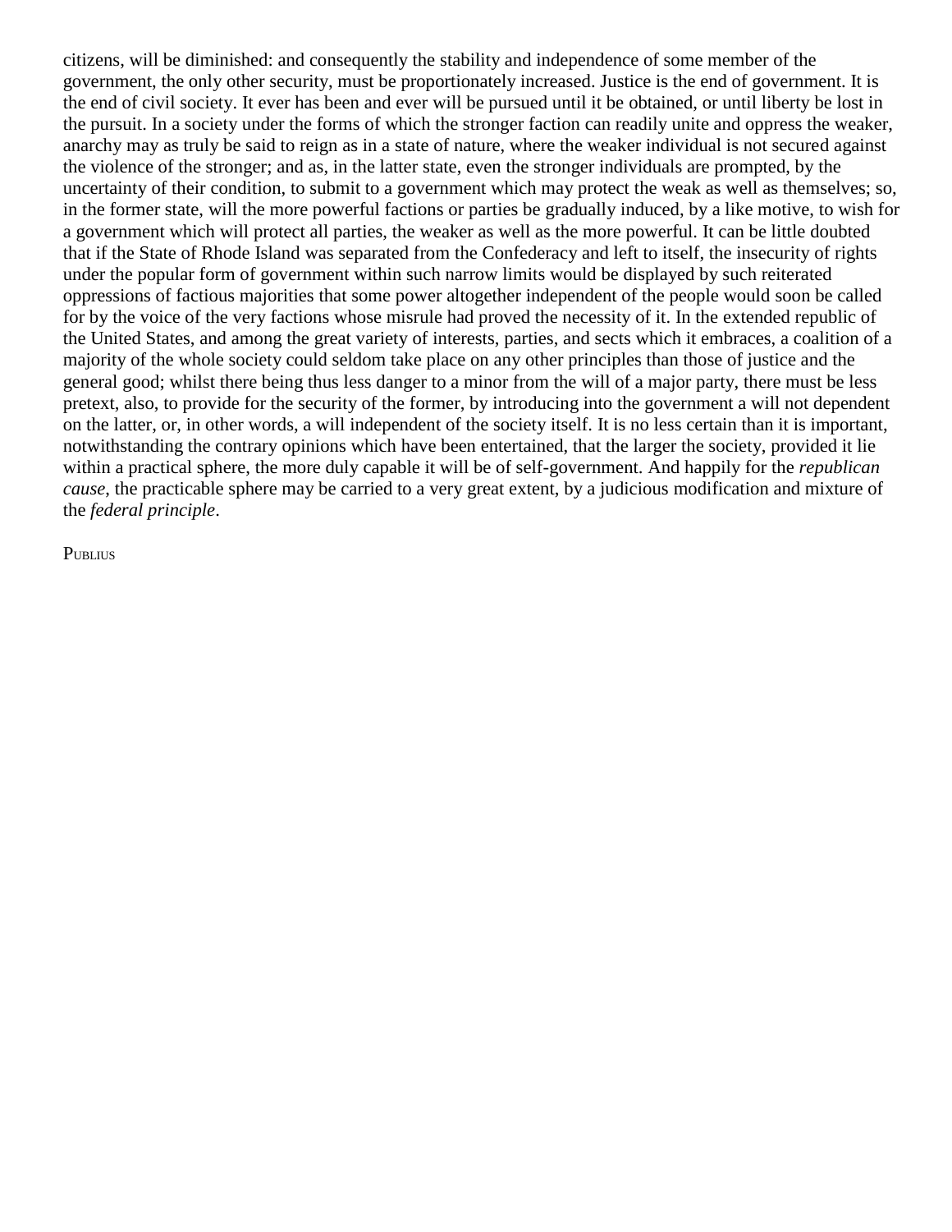citizens, will be diminished: and consequently the stability and independence of some member of the government, the only other security, must be proportionately increased. Justice is the end of government. It is the end of civil society. It ever has been and ever will be pursued until it be obtained, or until liberty be lost in the pursuit. In a society under the forms of which the stronger faction can readily unite and oppress the weaker, anarchy may as truly be said to reign as in a state of nature, where the weaker individual is not secured against the violence of the stronger; and as, in the latter state, even the stronger individuals are prompted, by the uncertainty of their condition, to submit to a government which may protect the weak as well as themselves; so, in the former state, will the more powerful factions or parties be gradually induced, by a like motive, to wish for a government which will protect all parties, the weaker as well as the more powerful. It can be little doubted that if the State of Rhode Island was separated from the Confederacy and left to itself, the insecurity of rights under the popular form of government within such narrow limits would be displayed by such reiterated oppressions of factious majorities that some power altogether independent of the people would soon be called for by the voice of the very factions whose misrule had proved the necessity of it. In the extended republic of the United States, and among the great variety of interests, parties, and sects which it embraces, a coalition of a majority of the whole society could seldom take place on any other principles than those of justice and the general good; whilst there being thus less danger to a minor from the will of a major party, there must be less pretext, also, to provide for the security of the former, by introducing into the government a will not dependent on the latter, or, in other words, a will independent of the society itself. It is no less certain than it is important, notwithstanding the contrary opinions which have been entertained, that the larger the society, provided it lie within a practical sphere, the more duly capable it will be of self-government. And happily for the *republican cause*, the practicable sphere may be carried to a very great extent, by a judicious modification and mixture of the *federal principle*.

PUBLIUS